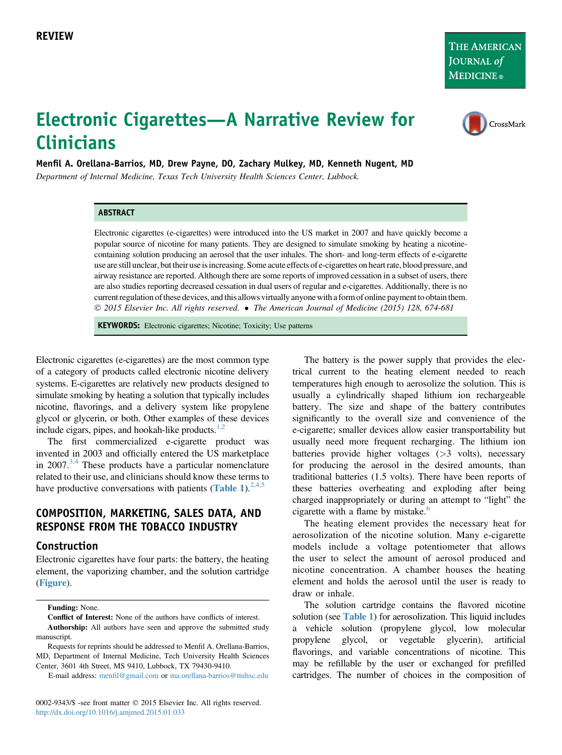REVIEW

# Electronic Cigarettes—A Narrative Review for Clinicians

**Menfil A. Orellana-Barrios, MD, Drew Payne, DO, Zachary Mulkey, MD, Kenneth Nugent, MD**

*Department of Internal Medicine, Texas Tech University Health Sciences Center, Lubbock.*

## ABSTRACT

Electronic cigarettes (e-cigarettes) were introduced into the US market in 2007 and have quickly become a popular source of nicotine for many patients. They are designed to simulate smoking by heating a nicotine-containing solution producing an aerosol that the user inhales. The short- and long-term effects of e-cigarette use are still unclear, but their use is increasing. Some acute effects of e-cigarettes on heart rate, blood pressure, and airway resistance are reported. Although there are some reports of improved cessation in a subset of users, there are also studies reporting decreased cessation in dual users of regular and e-cigarettes. Additionally, there is no current regulation of these devices, and this allows virtually anyone with a form of online payment to obtain them.
© 2015 Elsevier Inc. All rights reserved. • *The American Journal of Medicine (2015) 128, 674-681*

**KEYWORDS:** Electronic cigarettes; Nicotine; Toxicity; Use patterns

Electronic cigarettes (e-cigarettes) are the most common type of a category of products called electronic nicotine delivery systems. E-cigarettes are relatively new products designed to simulate smoking by heating a solution that typically includes nicotine, flavorings, and a delivery system like propylene glycol or glycerin, or both. Other examples of these devices include cigars, pipes, and hookah-like products.[1,2]

The first commercialized e-cigarette product was invented in 2003 and officially entered the US marketplace in 2007.[3,4] These products have a particular nomenclature related to their use, and clinicians should know these terms to have productive conversations with patients (Table 1).[2,4,5]

## COMPOSITION, MARKETING, SALES DATA, AND RESPONSE FROM THE TOBACCO INDUSTRY

### Construction

Electronic cigarettes have four parts: the battery, the heating element, the vaporizing chamber, and the solution cartridge (Figure).

The battery is the power supply that provides the electrical current to the heating element needed to reach temperatures high enough to aerosolize the solution. This is usually a cylindrically shaped lithium ion rechargeable battery. The size and shape of the battery contributes significantly to the overall size and convenience of the e-cigarette; smaller devices allow easier transportability but usually need more frequent recharging. The lithium ion batteries provide higher voltages (>3 volts), necessary for producing the aerosol in the desired amounts, than traditional batteries (1.5 volts). There have been reports of these batteries overheating and exploding after being charged inappropriately or during an attempt to "light" the cigarette with a flame by mistake.[6]

The heating element provides the necessary heat for aerosolization of the nicotine solution. Many e-cigarette models include a voltage potentiometer that allows the user to select the amount of aerosol produced and nicotine concentration. A chamber houses the heating element and holds the aerosol until the user is ready to draw or inhale.

The solution cartridge contains the flavored nicotine solution (see Table 1) for aerosolization. This liquid includes a vehicle solution (propylene glycol, low molecular propylene glycol, or vegetable glycerin), artificial flavorings, and variable concentrations of nicotine. This may be refillable by the user or exchanged for prefilled cartridges. The number of choices in the composition of

---

**Funding:** None.

**Conflict of Interest:** None of the authors have conflicts of interest.

**Authorship:** All authors have seen and approve the submitted study manuscript.

Requests for reprints should be addressed to Menfil A. Orellana-Barrios, MD, Department of Internal Medicine, Tech University Health Sciences Center, 3601 4th Street, MS 9410, Lubbock, TX 79430-9410.

E-mail address: menfil@gmail.com or ma.orellana-barrios@ttuhsc.edu

0002-9343/$ -see front matter © 2015 Elsevier Inc. All rights reserved.
http://dx.doi.org/10.1016/j.amjmed.2015.01.033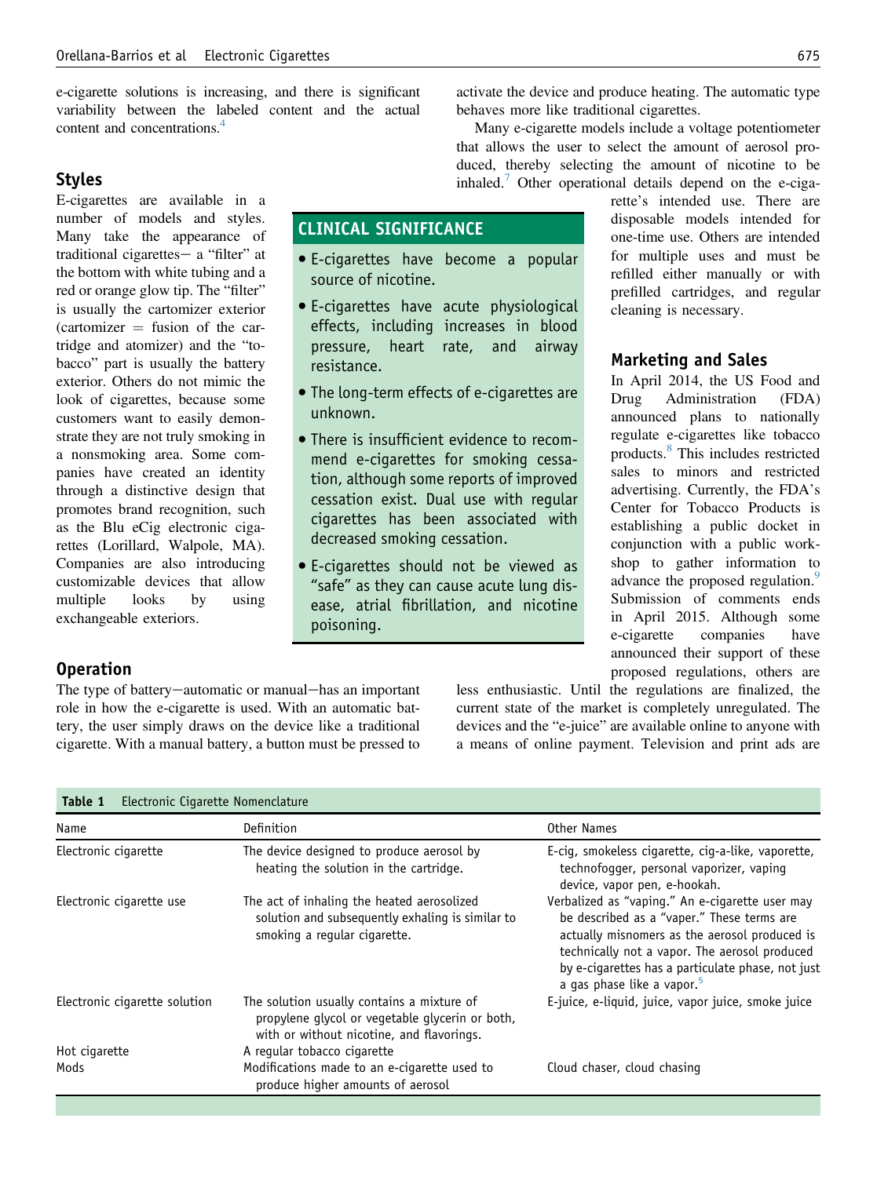e-cigarette solutions is increasing, and there is significant variability between the labeled content and the actual content and concentrations.[4]

## Styles

E-cigarettes are available in a number of models and styles. Many take the appearance of traditional cigarettes— a "filter" at the bottom with white tubing and a red or orange glow tip. The "filter" is usually the cartomizer exterior (cartomizer = fusion of the cartridge and atomizer) and the "tobacco" part is usually the battery exterior. Others do not mimic the look of cigarettes, because some customers want to easily demonstrate they are not truly smoking in a nonsmoking area. Some companies have created an identity through a distinctive design that promotes brand recognition, such as the Blu eCig electronic cigarettes (Lorillard, Walpole, MA). Companies are also introducing customizable devices that allow multiple looks by using exchangeable exteriors.

## Operation

The type of battery—automatic or manual—has an important role in how the e-cigarette is used. With an automatic battery, the user simply draws on the device like a traditional cigarette. With a manual battery, a button must be pressed to activate the device and produce heating. The automatic type behaves more like traditional cigarettes.

Many e-cigarette models include a voltage potentiometer that allows the user to select the amount of aerosol produced, thereby selecting the amount of nicotine to be inhaled.[7] Other operational details depend on the e-cigarette's intended use. There are disposable models intended for one-time use. Others are intended for multiple uses and must be refilled either manually or with prefilled cartridges, and regular cleaning is necessary.

## Marketing and Sales

In April 2014, the US Food and Drug Administration (FDA) announced plans to nationally regulate e-cigarettes like tobacco products.[8] This includes restricted sales to minors and restricted advertising. Currently, the FDA's Center for Tobacco Products is establishing a public docket in conjunction with a public workshop to gather information to advance the proposed regulation.[9] Submission of comments ends in April 2015. Although some e-cigarette companies have announced their support of these proposed regulations, others are less enthusiastic. Until the regulations are finalized, the current state of the market is completely unregulated. The devices and the "e-juice" are available online to anyone with a means of online payment. Television and print ads are

> **CLINICAL SIGNIFICANCE**
>
> - E-cigarettes have become a popular source of nicotine.
> - E-cigarettes have acute physiological effects, including increases in blood pressure, heart rate, and airway resistance.
> - The long-term effects of e-cigarettes are unknown.
> - There is insufficient evidence to recommend e-cigarettes for smoking cessation, although some reports of improved cessation exist. Dual use with regular cigarettes has been associated with decreased smoking cessation.
> - E-cigarettes should not be viewed as "safe" as they can cause acute lung disease, atrial fibrillation, and nicotine poisoning.

**Table 1** Electronic Cigarette Nomenclature

| Name | Definition | Other Names |
|---|---|---|
| Electronic cigarette | The device designed to produce aerosol by heating the solution in the cartridge. | E-cig, smokeless cigarette, cig-a-like, vaporette, technofogger, personal vaporizer, vaping device, vapor pen, e-hookah. |
| Electronic cigarette use | The act of inhaling the heated aerosolized solution and subsequently exhaling is similar to smoking a regular cigarette. | Verbalized as "vaping." An e-cigarette user may be described as a "vaper." These terms are actually misnomers as the aerosol produced is technically not a vapor. The aerosol produced by e-cigarettes has a particulate phase, not just a gas phase like a vapor.[5] |
| Electronic cigarette solution | The solution usually contains a mixture of propylene glycol or vegetable glycerin or both, with or without nicotine, and flavorings. | E-juice, e-liquid, juice, vapor juice, smoke juice |
| Hot cigarette | A regular tobacco cigarette | |
| Mods | Modifications made to an e-cigarette used to produce higher amounts of aerosol | Cloud chaser, cloud chasing |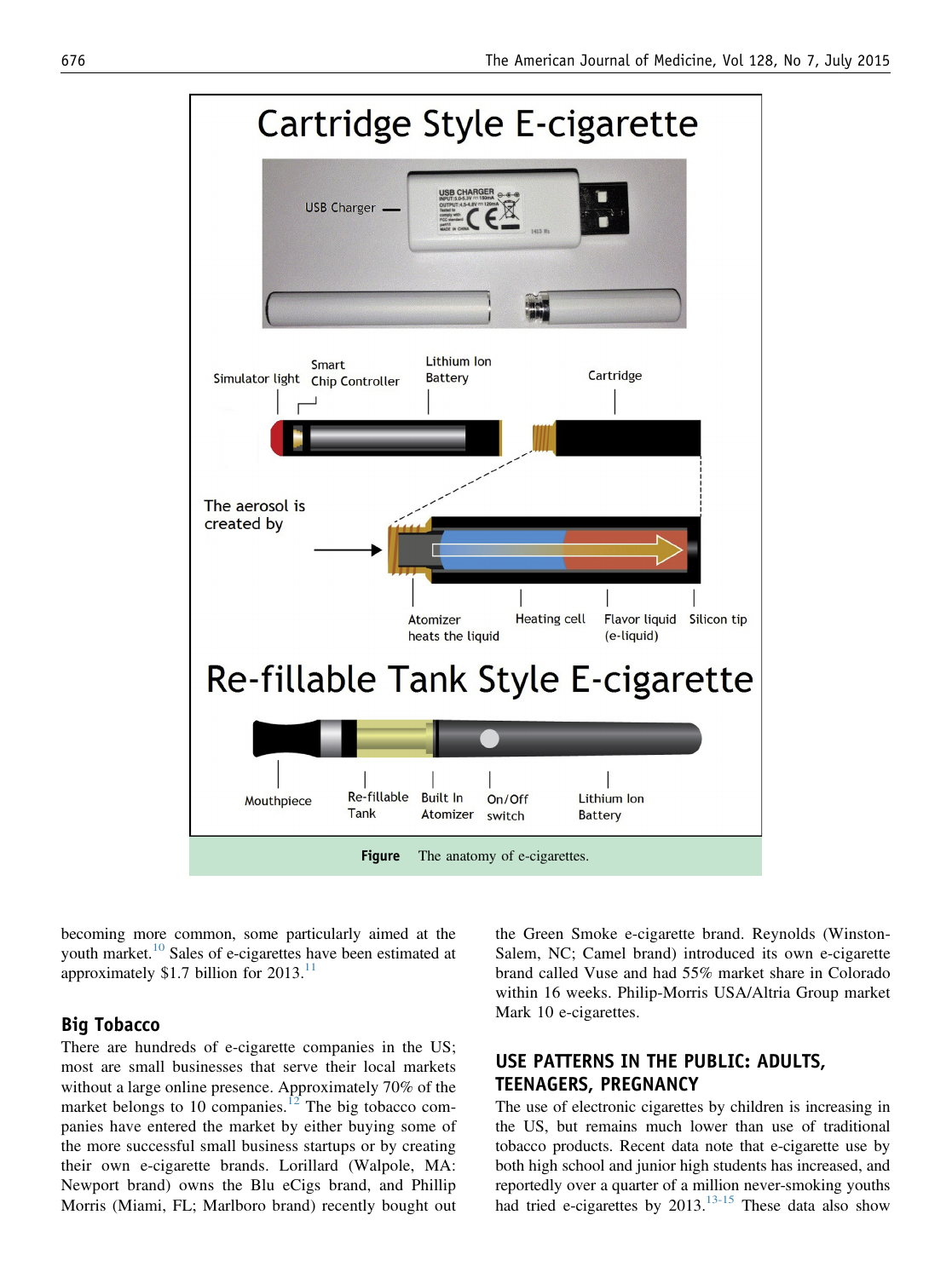**Figure** The anatomy of e-cigarettes.

becoming more common, some particularly aimed at the youth market.[10] Sales of e-cigarettes have been estimated at approximately $1.7 billion for 2013.[11]

## Big Tobacco

There are hundreds of e-cigarette companies in the US; most are small businesses that serve their local markets without a large online presence. Approximately 70% of the market belongs to 10 companies.[12] The big tobacco companies have entered the market by either buying some of the more successful small business startups or by creating their own e-cigarette brands. Lorillard (Walpole, MA: Newport brand) owns the Blu eCigs brand, and Phillip Morris (Miami, FL; Marlboro brand) recently bought out the Green Smoke e-cigarette brand. Reynolds (Winston-Salem, NC; Camel brand) introduced its own e-cigarette brand called Vuse and had 55% market share in Colorado within 16 weeks. Philip-Morris USA/Altria Group market Mark 10 e-cigarettes.

## USE PATTERNS IN THE PUBLIC: ADULTS, TEENAGERS, PREGNANCY

The use of electronic cigarettes by children is increasing in the US, but remains much lower than use of traditional tobacco products. Recent data note that e-cigarette use by both high school and junior high students has increased, and reportedly over a quarter of a million never-smoking youths had tried e-cigarettes by 2013.[13-15] These data also show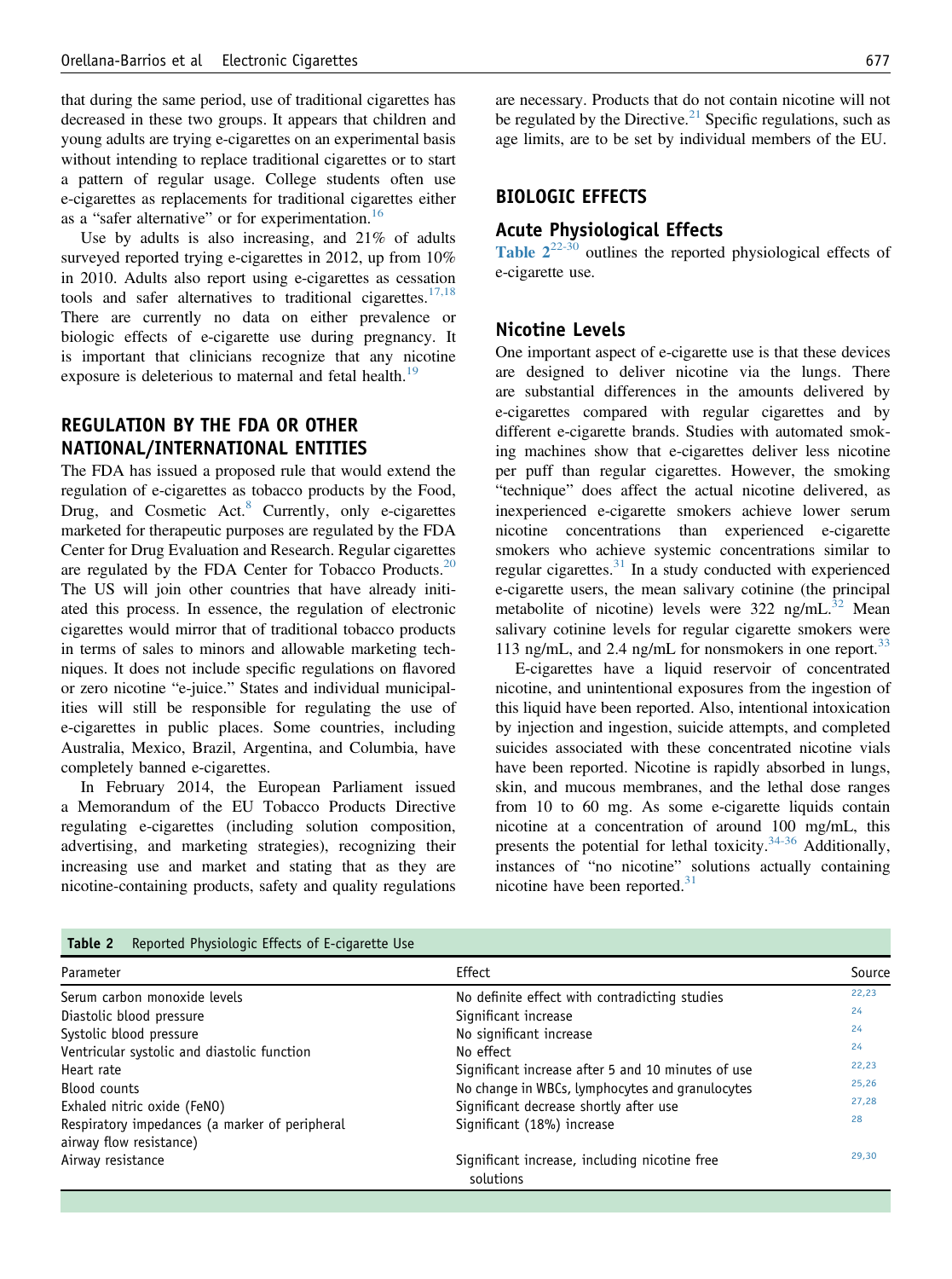that during the same period, use of traditional cigarettes has decreased in these two groups. It appears that children and young adults are trying e-cigarettes on an experimental basis without intending to replace traditional cigarettes or to start a pattern of regular usage. College students often use e-cigarettes as replacements for traditional cigarettes either as a "safer alternative" or for experimentation.[16]

Use by adults is also increasing, and 21% of adults surveyed reported trying e-cigarettes in 2012, up from 10% in 2010. Adults also report using e-cigarettes as cessation tools and safer alternatives to traditional cigarettes.[17,18] There are currently no data on either prevalence or biologic effects of e-cigarette use during pregnancy. It is important that clinicians recognize that any nicotine exposure is deleterious to maternal and fetal health.[19]

## REGULATION BY THE FDA OR OTHER NATIONAL/INTERNATIONAL ENTITIES

The FDA has issued a proposed rule that would extend the regulation of e-cigarettes as tobacco products by the Food, Drug, and Cosmetic Act.[8] Currently, only e-cigarettes marketed for therapeutic purposes are regulated by the FDA Center for Drug Evaluation and Research. Regular cigarettes are regulated by the FDA Center for Tobacco Products.[20] The US will join other countries that have already initiated this process. In essence, the regulation of electronic cigarettes would mirror that of traditional tobacco products in terms of sales to minors and allowable marketing techniques. It does not include specific regulations on flavored or zero nicotine "e-juice." States and individual municipalities will still be responsible for regulating the use of e-cigarettes in public places. Some countries, including Australia, Mexico, Brazil, Argentina, and Columbia, have completely banned e-cigarettes.

In February 2014, the European Parliament issued a Memorandum of the EU Tobacco Products Directive regulating e-cigarettes (including solution composition, advertising, and marketing strategies), recognizing their increasing use and market and stating that as they are nicotine-containing products, safety and quality regulations are necessary. Products that do not contain nicotine will not be regulated by the Directive.[21] Specific regulations, such as age limits, are to be set by individual members of the EU.

## BIOLOGIC EFFECTS

### Acute Physiological Effects

Table 2[22-30] outlines the reported physiological effects of e-cigarette use.

### Nicotine Levels

One important aspect of e-cigarette use is that these devices are designed to deliver nicotine via the lungs. There are substantial differences in the amounts delivered by e-cigarettes compared with regular cigarettes and by different e-cigarette brands. Studies with automated smoking machines show that e-cigarettes deliver less nicotine per puff than regular cigarettes. However, the smoking "technique" does affect the actual nicotine delivered, as inexperienced e-cigarette smokers achieve lower serum nicotine concentrations than experienced e-cigarette smokers who achieve systemic concentrations similar to regular cigarettes.[31] In a study conducted with experienced e-cigarette users, the mean salivary cotinine (the principal metabolite of nicotine) levels were 322 ng/mL.[32] Mean salivary cotinine levels for regular cigarette smokers were 113 ng/mL, and 2.4 ng/mL for nonsmokers in one report.[33]

E-cigarettes have a liquid reservoir of concentrated nicotine, and unintentional exposures from the ingestion of this liquid have been reported. Also, intentional intoxication by injection and ingestion, suicide attempts, and completed suicides associated with these concentrated nicotine vials have been reported. Nicotine is rapidly absorbed in lungs, skin, and mucous membranes, and the lethal dose ranges from 10 to 60 mg. As some e-cigarette liquids contain nicotine at a concentration of around 100 mg/mL, this presents the potential for lethal toxicity.[34-36] Additionally, instances of "no nicotine" solutions actually containing nicotine have been reported.[31]

**Table 2** Reported Physiologic Effects of E-cigarette Use

| Parameter | Effect | Source |
|---|---|---|
| Serum carbon monoxide levels | No definite effect with contradicting studies | 22,23 |
| Diastolic blood pressure | Significant increase | 24 |
| Systolic blood pressure | No significant increase | 24 |
| Ventricular systolic and diastolic function | No effect | 24 |
| Heart rate | Significant increase after 5 and 10 minutes of use | 22,23 |
| Blood counts | No change in WBCs, lymphocytes and granulocytes | 25,26 |
| Exhaled nitric oxide (FeNO) | Significant decrease shortly after use | 27,28 |
| Respiratory impedances (a marker of peripheral airway flow resistance) | Significant (18%) increase | 28 |
| Airway resistance | Significant increase, including nicotine free solutions | 29,30 |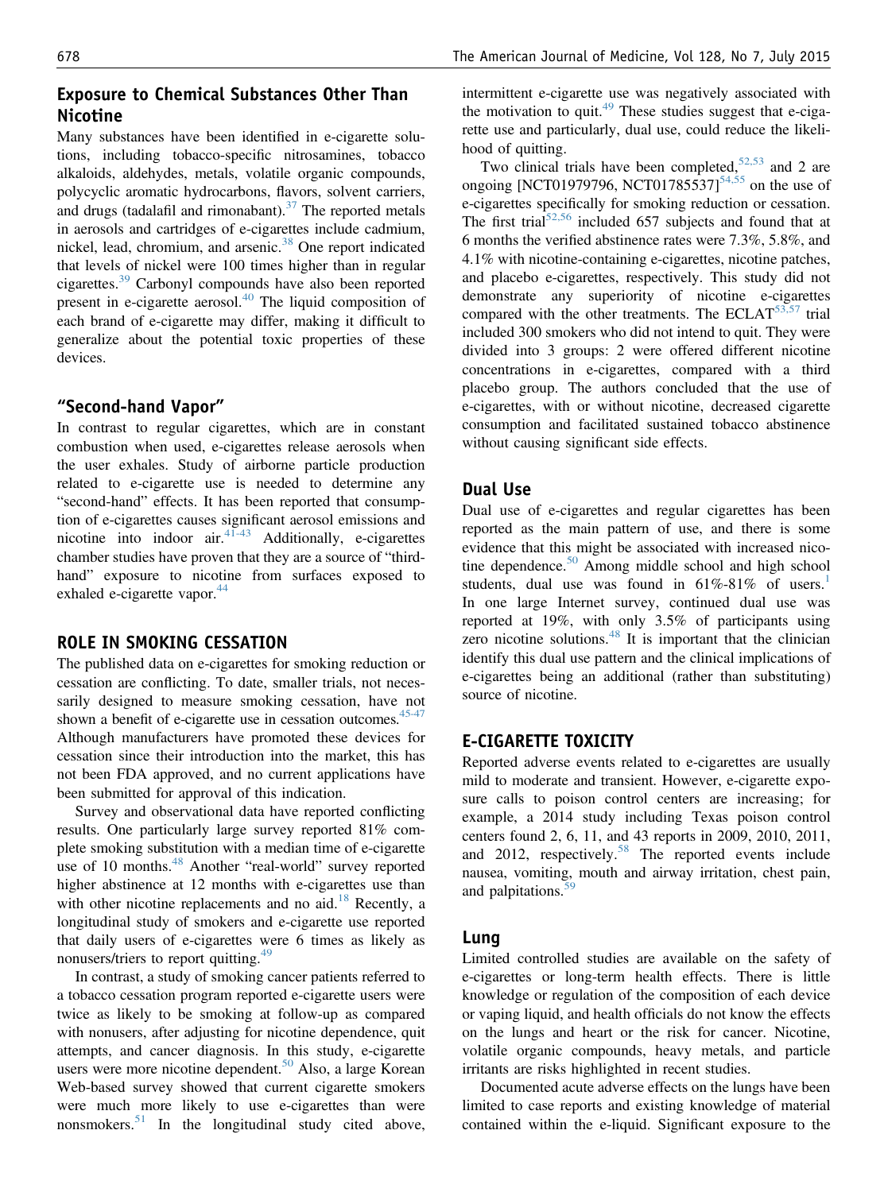## Exposure to Chemical Substances Other Than Nicotine

Many substances have been identified in e-cigarette solutions, including tobacco-specific nitrosamines, tobacco alkaloids, aldehydes, metals, volatile organic compounds, polycyclic aromatic hydrocarbons, flavors, solvent carriers, and drugs (tadalafil and rimonabant).[37] The reported metals in aerosols and cartridges of e-cigarettes include cadmium, nickel, lead, chromium, and arsenic.[38] One report indicated that levels of nickel were 100 times higher than in regular cigarettes.[39] Carbonyl compounds have also been reported present in e-cigarette aerosol.[40] The liquid composition of each brand of e-cigarette may differ, making it difficult to generalize about the potential toxic properties of these devices.

## "Second-hand Vapor"

In contrast to regular cigarettes, which are in constant combustion when used, e-cigarettes release aerosols when the user exhales. Study of airborne particle production related to e-cigarette use is needed to determine any "second-hand" effects. It has been reported that consumption of e-cigarettes causes significant aerosol emissions and nicotine into indoor air.[41-43] Additionally, e-cigarettes chamber studies have proven that they are a source of "third-hand" exposure to nicotine from surfaces exposed to exhaled e-cigarette vapor.[44]

# ROLE IN SMOKING CESSATION

The published data on e-cigarettes for smoking reduction or cessation are conflicting. To date, smaller trials, not necessarily designed to measure smoking cessation, have not shown a benefit of e-cigarette use in cessation outcomes.[45-47] Although manufacturers have promoted these devices for cessation since their introduction into the market, this has not been FDA approved, and no current applications have been submitted for approval of this indication.

Survey and observational data have reported conflicting results. One particularly large survey reported 81% complete smoking substitution with a median time of e-cigarette use of 10 months.[48] Another "real-world" survey reported higher abstinence at 12 months with e-cigarettes use than with other nicotine replacements and no aid.[18] Recently, a longitudinal study of smokers and e-cigarette use reported that daily users of e-cigarettes were 6 times as likely as nonusers/triers to report quitting.[49]

In contrast, a study of smoking cancer patients referred to a tobacco cessation program reported e-cigarette users were twice as likely to be smoking at follow-up as compared with nonusers, after adjusting for nicotine dependence, quit attempts, and cancer diagnosis. In this study, e-cigarette users were more nicotine dependent.[50] Also, a large Korean Web-based survey showed that current cigarette smokers were much more likely to use e-cigarettes than were nonsmokers.[51] In the longitudinal study cited above, intermittent e-cigarette use was negatively associated with the motivation to quit.[49] These studies suggest that e-cigarette use and particularly, dual use, could reduce the likelihood of quitting.

Two clinical trials have been completed,[52,53] and 2 are ongoing [NCT01979796, NCT01785537][54,55] on the use of e-cigarettes specifically for smoking reduction or cessation. The first trial[52,56] included 657 subjects and found that at 6 months the verified abstinence rates were 7.3%, 5.8%, and 4.1% with nicotine-containing e-cigarettes, nicotine patches, and placebo e-cigarettes, respectively. This study did not demonstrate any superiority of nicotine e-cigarettes compared with the other treatments. The ECLAT[53,57] trial included 300 smokers who did not intend to quit. They were divided into 3 groups: 2 were offered different nicotine concentrations in e-cigarettes, compared with a third placebo group. The authors concluded that the use of e-cigarettes, with or without nicotine, decreased cigarette consumption and facilitated sustained tobacco abstinence without causing significant side effects.

## Dual Use

Dual use of e-cigarettes and regular cigarettes has been reported as the main pattern of use, and there is some evidence that this might be associated with increased nicotine dependence.[50] Among middle school and high school students, dual use was found in 61%-81% of users.[1] In one large Internet survey, continued dual use was reported at 19%, with only 3.5% of participants using zero nicotine solutions.[48] It is important that the clinician identify this dual use pattern and the clinical implications of e-cigarettes being an additional (rather than substituting) source of nicotine.

# E-CIGARETTE TOXICITY

Reported adverse events related to e-cigarettes are usually mild to moderate and transient. However, e-cigarette exposure calls to poison control centers are increasing; for example, a 2014 study including Texas poison control centers found 2, 6, 11, and 43 reports in 2009, 2010, 2011, and 2012, respectively.[58] The reported events include nausea, vomiting, mouth and airway irritation, chest pain, and palpitations.[59]

## Lung

Limited controlled studies are available on the safety of e-cigarettes or long-term health effects. There is little knowledge or regulation of the composition of each device or vaping liquid, and health officials do not know the effects on the lungs and heart or the risk for cancer. Nicotine, volatile organic compounds, heavy metals, and particle irritants are risks highlighted in recent studies.

Documented acute adverse effects on the lungs have been limited to case reports and existing knowledge of material contained within the e-liquid. Significant exposure to the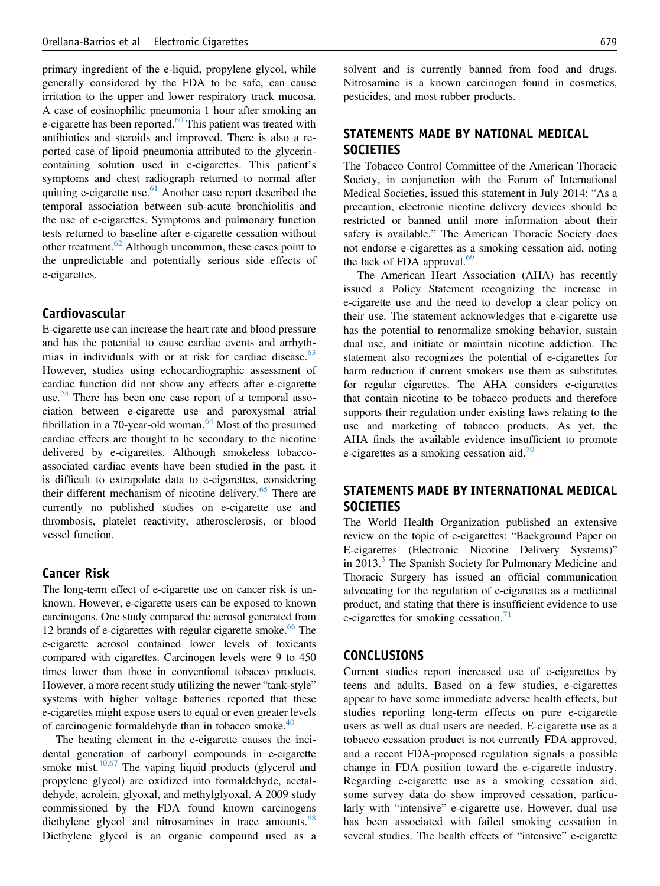primary ingredient of the e-liquid, propylene glycol, while generally considered by the FDA to be safe, can cause irritation to the upper and lower respiratory track mucosa. A case of eosinophilic pneumonia 1 hour after smoking an e-cigarette has been reported.[60] This patient was treated with antibiotics and steroids and improved. There is also a reported case of lipoid pneumonia attributed to the glycerin-containing solution used in e-cigarettes. This patient's symptoms and chest radiograph returned to normal after quitting e-cigarette use.[61] Another case report described the temporal association between sub-acute bronchiolitis and the use of e-cigarettes. Symptoms and pulmonary function tests returned to baseline after e-cigarette cessation without other treatment.[62] Although uncommon, these cases point to the unpredictable and potentially serious side effects of e-cigarettes.

### Cardiovascular

E-cigarette use can increase the heart rate and blood pressure and has the potential to cause cardiac events and arrhythmias in individuals with or at risk for cardiac disease.[63] However, studies using echocardiographic assessment of cardiac function did not show any effects after e-cigarette use.[24] There has been one case report of a temporal association between e-cigarette use and paroxysmal atrial fibrillation in a 70-year-old woman.[64] Most of the presumed cardiac effects are thought to be secondary to the nicotine delivered by e-cigarettes. Although smokeless tobacco-associated cardiac events have been studied in the past, it is difficult to extrapolate data to e-cigarettes, considering their different mechanism of nicotine delivery.[65] There are currently no published studies on e-cigarette use and thrombosis, platelet reactivity, atherosclerosis, or blood vessel function.

### Cancer Risk

The long-term effect of e-cigarette use on cancer risk is unknown. However, e-cigarette users can be exposed to known carcinogens. One study compared the aerosol generated from 12 brands of e-cigarettes with regular cigarette smoke.[66] The e-cigarette aerosol contained lower levels of toxicants compared with cigarettes. Carcinogen levels were 9 to 450 times lower than those in conventional tobacco products. However, a more recent study utilizing the newer "tank-style" systems with higher voltage batteries reported that these e-cigarettes might expose users to equal or even greater levels of carcinogenic formaldehyde than in tobacco smoke.[40]

The heating element in the e-cigarette causes the incidental generation of carbonyl compounds in e-cigarette smoke mist.[40,67] The vaping liquid products (glycerol and propylene glycol) are oxidized into formaldehyde, acetaldehyde, acrolein, glyoxal, and methylglyoxal. A 2009 study commissioned by the FDA found known carcinogens diethylene glycol and nitrosamines in trace amounts.[68] Diethylene glycol is an organic compound used as a solvent and is currently banned from food and drugs. Nitrosamine is a known carcinogen found in cosmetics, pesticides, and most rubber products.

## STATEMENTS MADE BY NATIONAL MEDICAL SOCIETIES

The Tobacco Control Committee of the American Thoracic Society, in conjunction with the Forum of International Medical Societies, issued this statement in July 2014: "As a precaution, electronic nicotine delivery devices should be restricted or banned until more information about their safety is available." The American Thoracic Society does not endorse e-cigarettes as a smoking cessation aid, noting the lack of FDA approval.[69]

The American Heart Association (AHA) has recently issued a Policy Statement recognizing the increase in e-cigarette use and the need to develop a clear policy on their use. The statement acknowledges that e-cigarette use has the potential to renormalize smoking behavior, sustain dual use, and initiate or maintain nicotine addiction. The statement also recognizes the potential of e-cigarettes for harm reduction if current smokers use them as substitutes for regular cigarettes. The AHA considers e-cigarettes that contain nicotine to be tobacco products and therefore supports their regulation under existing laws relating to the use and marketing of tobacco products. As yet, the AHA finds the available evidence insufficient to promote e-cigarettes as a smoking cessation aid.[70]

## STATEMENTS MADE BY INTERNATIONAL MEDICAL SOCIETIES

The World Health Organization published an extensive review on the topic of e-cigarettes: "Background Paper on E-cigarettes (Electronic Nicotine Delivery Systems)" in 2013.[3] The Spanish Society for Pulmonary Medicine and Thoracic Surgery has issued an official communication advocating for the regulation of e-cigarettes as a medicinal product, and stating that there is insufficient evidence to use e-cigarettes for smoking cessation.[71]

## CONCLUSIONS

Current studies report increased use of e-cigarettes by teens and adults. Based on a few studies, e-cigarettes appear to have some immediate adverse health effects, but studies reporting long-term effects on pure e-cigarette users as well as dual users are needed. E-cigarette use as a tobacco cessation product is not currently FDA approved, and a recent FDA-proposed regulation signals a possible change in FDA position toward the e-cigarette industry. Regarding e-cigarette use as a smoking cessation aid, some survey data do show improved cessation, particularly with "intensive" e-cigarette use. However, dual use has been associated with failed smoking cessation in several studies. The health effects of "intensive" e-cigarette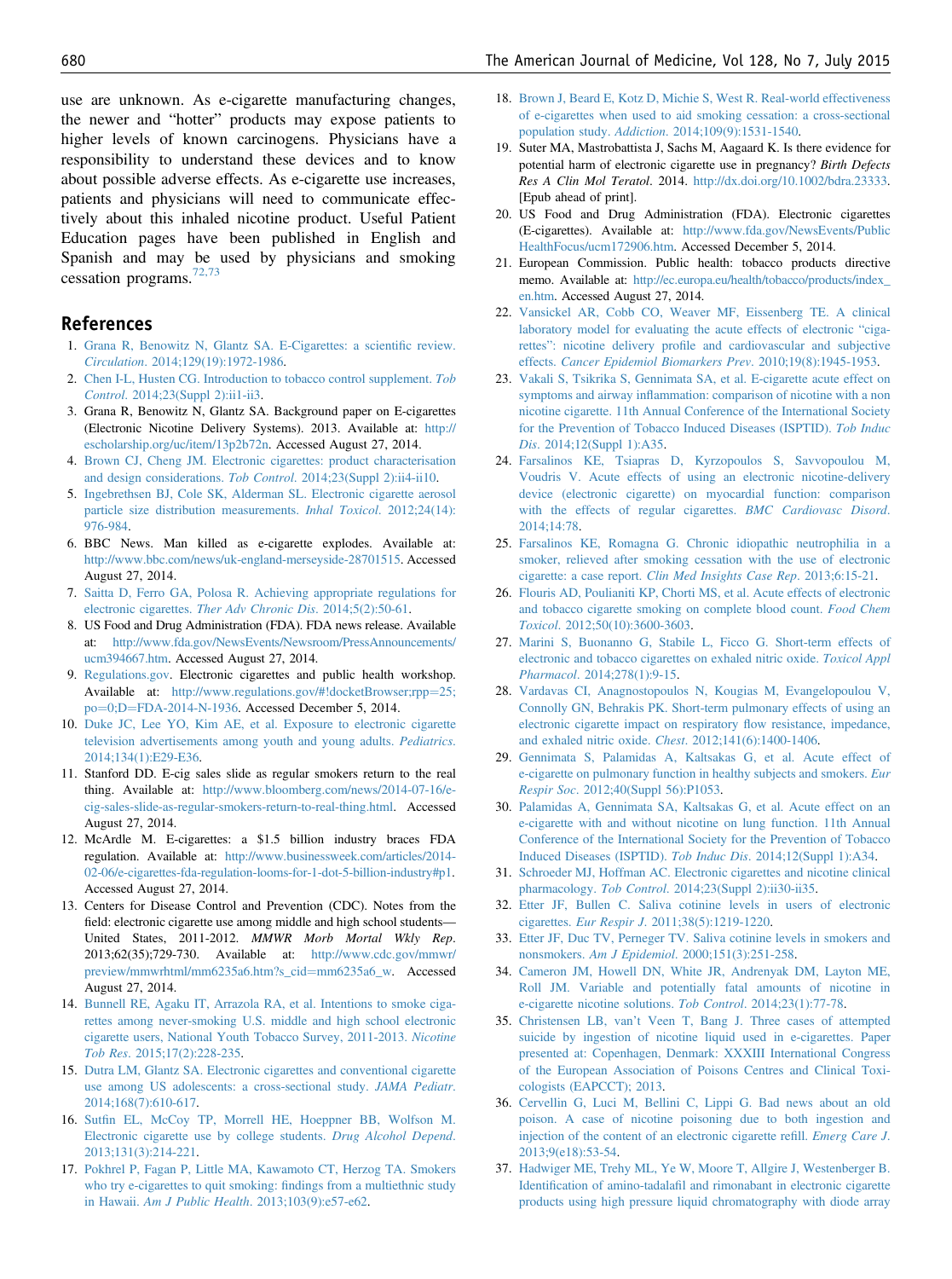use are unknown. As e-cigarette manufacturing changes, the newer and "hotter" products may expose patients to higher levels of known carcinogens. Physicians have a responsibility to understand these devices and to know about possible adverse effects. As e-cigarette use increases, patients and physicians will need to communicate effectively about this inhaled nicotine product. Useful Patient Education pages have been published in English and Spanish and may be used by physicians and smoking cessation programs.[72,73]

## References

1. Grana R, Benowitz N, Glantz SA. E-Cigarettes: a scientific review. *Circulation*. 2014;129(19):1972-1986.
2. Chen I-L, Husten CG. Introduction to tobacco control supplement. *Tob Control*. 2014;23(Suppl 2):ii1-ii3.
3. Grana R, Benowitz N, Glantz SA. Background paper on E-cigarettes (Electronic Nicotine Delivery Systems). 2013. Available at: http://escholarship.org/uc/item/13p2b72n. Accessed August 27, 2014.
4. Brown CJ, Cheng JM. Electronic cigarettes: product characterisation and design considerations. *Tob Control*. 2014;23(Suppl 2):ii4-ii10.
5. Ingebrethsen BJ, Cole SK, Alderman SL. Electronic cigarette aerosol particle size distribution measurements. *Inhal Toxicol*. 2012;24(14):976-984.
6. BBC News. Man killed as e-cigarette explodes. Available at: http://www.bbc.com/news/uk-england-merseyside-28701515. Accessed August 27, 2014.
7. Saitta D, Ferro GA, Polosa R. Achieving appropriate regulations for electronic cigarettes. *Ther Adv Chronic Dis*. 2014;5(2):50-61.
8. US Food and Drug Administration (FDA). FDA news release. Available at: http://www.fda.gov/NewsEvents/Newsroom/PressAnnouncements/ucm394667.htm. Accessed August 27, 2014.
9. Regulations.gov. Electronic cigarettes and public health workshop. Available at: http://www.regulations.gov/#!docketBrowser;rpp=25;po=0;D=FDA-2014-N-1936. Accessed December 5, 2014.
10. Duke JC, Lee YO, Kim AE, et al. Exposure to electronic cigarette television advertisements among youth and young adults. *Pediatrics*. 2014;134(1):E29-E36.
11. Stanford DD. E-cig sales slide as regular smokers return to the real thing. Available at: http://www.bloomberg.com/news/2014-07-16/e-cig-sales-slide-as-regular-smokers-return-to-real-thing.html. Accessed August 27, 2014.
12. McArdle M. E-cigarettes: a $1.5 billion industry braces FDA regulation. Available at: http://www.businessweek.com/articles/2014-02-06/e-cigarettes-fda-regulation-looms-for-1-dot-5-billion-industry#p1. Accessed August 27, 2014.
13. Centers for Disease Control and Prevention (CDC). Notes from the field: electronic cigarette use among middle and high school students—United States, 2011-2012. *MMWR Morb Mortal Wkly Rep*. 2013;62(35);729-730. Available at: http://www.cdc.gov/mmwr/preview/mmwrhtml/mm6235a6.htm?s_cid=mm6235a6_w. Accessed August 27, 2014.
14. Bunnell RE, Agaku IT, Arrazola RA, et al. Intentions to smoke cigarettes among never-smoking U.S. middle and high school electronic cigarette users, National Youth Tobacco Survey, 2011-2013. *Nicotine Tob Res*. 2015;17(2):228-235.
15. Dutra LM, Glantz SA. Electronic cigarettes and conventional cigarette use among US adolescents: a cross-sectional study. *JAMA Pediatr*. 2014;168(7):610-617.
16. Sutfin EL, McCoy TP, Morrell HE, Hoeppner BB, Wolfson M. Electronic cigarette use by college students. *Drug Alcohol Depend*. 2013;131(3):214-221.
17. Pokhrel P, Fagan P, Little MA, Kawamoto CT, Herzog TA. Smokers who try e-cigarettes to quit smoking: findings from a multiethnic study in Hawaii. *Am J Public Health*. 2013;103(9):e57-e62.
18. Brown J, Beard E, Kotz D, Michie S, West R. Real-world effectiveness of e-cigarettes when used to aid smoking cessation: a cross-sectional population study. *Addiction*. 2014;109(9):1531-1540.
19. Suter MA, Mastrobattista J, Sachs M, Aagaard K. Is there evidence for potential harm of electronic cigarette use in pregnancy? *Birth Defects Res A Clin Mol Teratol*. 2014. http://dx.doi.org/10.1002/bdra.23333. [Epub ahead of print].
20. US Food and Drug Administration (FDA). Electronic cigarettes (E-cigarettes). Available at: http://www.fda.gov/NewsEvents/PublicHealthFocus/ucm172906.htm. Accessed December 5, 2014.
21. European Commission. Public health: tobacco products directive memo. Available at: http://ec.europa.eu/health/tobacco/products/index_en.htm. Accessed August 27, 2014.
22. Vansickel AR, Cobb CO, Weaver MF, Eissenberg TE. A clinical laboratory model for evaluating the acute effects of electronic "cigarettes": nicotine delivery profile and cardiovascular and subjective effects. *Cancer Epidemiol Biomarkers Prev*. 2010;19(8):1945-1953.
23. Vakali S, Tsikrika S, Gennimata SA, et al. E-cigarette acute effect on symptoms and airway inflammation: comparison of nicotine with a non nicotine cigarette. 11th Annual Conference of the International Society for the Prevention of Tobacco Induced Diseases (ISPTID). *Tob Induc Dis*. 2014;12(Suppl 1):A35.
24. Farsalinos KE, Tsiapras D, Kyrzopoulos S, Savvopoulou M, Voudris V. Acute effects of using an electronic nicotine-delivery device (electronic cigarette) on myocardial function: comparison with the effects of regular cigarettes. *BMC Cardiovasc Disord*. 2014;14:78.
25. Farsalinos KE, Romagna G. Chronic idiopathic neutrophilia in a smoker, relieved after smoking cessation with the use of electronic cigarette: a case report. *Clin Med Insights Case Rep*. 2013;6:15-21.
26. Flouris AD, Poulianiti KP, Chorti MS, et al. Acute effects of electronic and tobacco cigarette smoking on complete blood count. *Food Chem Toxicol*. 2012;50(10):3600-3603.
27. Marini S, Buonanno G, Stabile L, Ficco G. Short-term effects of electronic and tobacco cigarettes on exhaled nitric oxide. *Toxicol Appl Pharmacol*. 2014;278(1):9-15.
28. Vardavas CI, Anagnostopoulos N, Kougias M, Evangelopoulou V, Connolly GN, Behrakis PK. Short-term pulmonary effects of using an electronic cigarette impact on respiratory flow resistance, impedance, and exhaled nitric oxide. *Chest*. 2012;141(6):1400-1406.
29. Gennimata S, Palamidas A, Kaltsakas G, et al. Acute effect of e-cigarette on pulmonary function in healthy subjects and smokers. *Eur Respir Soc*. 2012;40(Suppl 56):P1053.
30. Palamidas A, Gennimata SA, Kaltsakas G, et al. Acute effect on an e-cigarette with and without nicotine on lung function. 11th Annual Conference of the International Society for the Prevention of Tobacco Induced Diseases (ISPTID). *Tob Induc Dis*. 2014;12(Suppl 1):A34.
31. Schroeder MJ, Hoffman AC. Electronic cigarettes and nicotine clinical pharmacology. *Tob Control*. 2014;23(Suppl 2):ii30-ii35.
32. Etter JF, Bullen C. Saliva cotinine levels in users of electronic cigarettes. *Eur Respir J*. 2011;38(5):1219-1220.
33. Etter JF, Duc TV, Perneger TV. Saliva cotinine levels in smokers and nonsmokers. *Am J Epidemiol*. 2000;151(3):251-258.
34. Cameron JM, Howell DN, White JR, Andrenyak DM, Layton ME, Roll JM. Variable and potentially fatal amounts of nicotine in e-cigarette nicotine solutions. *Tob Control*. 2014;23(1):77-78.
35. Christensen LB, van't Veen T, Bang J. Three cases of attempted suicide by ingestion of nicotine liquid used in e-cigarettes. Paper presented at: Copenhagen, Denmark: XXXIII International Congress of the European Association of Poisons Centres and Clinical Toxicologists (EAPCCT); 2013.
36. Cervellin G, Luci M, Bellini C, Lippi G. Bad news about an old poison. A case of nicotine poisoning due to both ingestion and injection of the content of an electronic cigarette refill. *Emerg Care J*. 2013;9(e18):53-54.
37. Hadwiger ME, Trehy ML, Ye W, Moore T, Allgire J, Westenberger B. Identification of amino-tadalafil and rimonabant in electronic cigarette products using high pressure liquid chromatography with diode array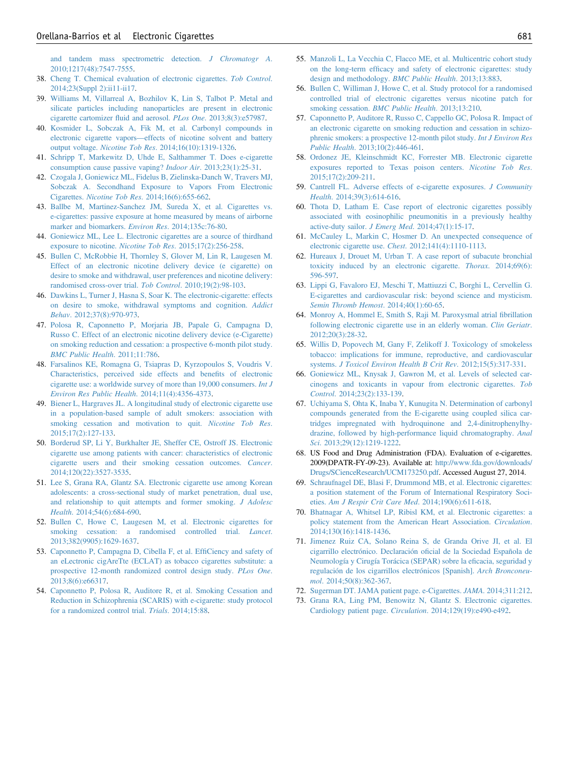and tandem mass spectrometric detection. *J Chromatogr A*. 2010;1217(48):7547-7555.

38. Cheng T. Chemical evaluation of electronic cigarettes. *Tob Control*. 2014;23(Suppl 2):ii11-ii17.
39. Williams M, Villarreal A, Bozhilov K, Lin S, Talbot P. Metal and silicate particles including nanoparticles are present in electronic cigarette cartomizer fluid and aerosol. *PLos One*. 2013;8(3):e57987.
40. Kosmider L, Sobczak A, Fik M, et al. Carbonyl compounds in electronic cigarette vapors—effects of nicotine solvent and battery output voltage. *Nicotine Tob Res*. 2014;16(10):1319-1326.
41. Schripp T, Markewitz D, Uhde E, Salthammer T. Does e-cigarette consumption cause passive vaping? *Indoor Air*. 2013;23(1):25-31.
42. Czogala J, Goniewicz ML, Fidelus B, Zielinska-Danch W, Travers MJ, Sobczak A. Secondhand Exposure to Vapors From Electronic Cigarettes. *Nicotine Tob Res*. 2014;16(6):655-662.
43. Ballbe M, Martinez-Sanchez JM, Sureda X, et al. Cigarettes vs. e-cigarettes: passive exposure at home measured by means of airborne marker and biomarkers. *Environ Res*. 2014;135c:76-80.
44. Goniewicz ML, Lee L. Electronic cigarettes are a source of thirdhand exposure to nicotine. *Nicotine Tob Res*. 2015;17(2):256-258.
45. Bullen C, McRobbie H, Thornley S, Glover M, Lin R, Laugesen M. Effect of an electronic nicotine delivery device (e cigarette) on desire to smoke and withdrawal, user preferences and nicotine delivery: randomised cross-over trial. *Tob Control*. 2010;19(2):98-103.
46. Dawkins L, Turner J, Hasna S, Soar K. The electronic-cigarette: effects on desire to smoke, withdrawal symptoms and cognition. *Addict Behav*. 2012;37(8):970-973.
47. Polosa R, Caponnetto P, Morjaria JB, Papale G, Campagna D, Russo C. Effect of an electronic nicotine delivery device (e-Cigarette) on smoking reduction and cessation: a prospective 6-month pilot study. *BMC Public Health*. 2011;11:786.
48. Farsalinos KE, Romagna G, Tsiapras D, Kyrzopoulos S, Voudris V. Characteristics, perceived side effects and benefits of electronic cigarette use: a worldwide survey of more than 19,000 consumers. *Int J Environ Res Public Health*. 2014;11(4):4356-4373.
49. Biener L, Hargraves JL. A longitudinal study of electronic cigarette use in a population-based sample of adult smokers: association with smoking cessation and motivation to quit. *Nicotine Tob Res*. 2015;17(2):127-133.
50. Borderud SP, Li Y, Burkhalter JE, Sheffer CE, Ostroff JS. Electronic cigarette use among patients with cancer: characteristics of electronic cigarette users and their smoking cessation outcomes. *Cancer*. 2014;120(22):3527-3535.
51. Lee S, Grana RA, Glantz SA. Electronic cigarette use among Korean adolescents: a cross-sectional study of market penetration, dual use, and relationship to quit attempts and former smoking. *J Adolesc Health*. 2014;54(6):684-690.
52. Bullen C, Howe C, Laugesen M, et al. Electronic cigarettes for smoking cessation: a randomised controlled trial. *Lancet*. 2013;382(9905):1629-1637.
53. Caponnetto P, Campagna D, Cibella F, et al. EffiCiency and safety of an eLectronic cigAreTte (ECLAT) as tobacco cigarettes substitute: a prospective 12-month randomized control design study. *PLos One*. 2013;8(6):e66317.
54. Caponnetto P, Polosa R, Auditore R, et al. Smoking Cessation and Reduction in Schizophrenia (SCARIS) with e-cigarette: study protocol for a randomized control trial. *Trials*. 2014;15:88.
55. Manzoli L, La Vecchia C, Flacco ME, et al. Multicentric cohort study on the long-term efficacy and safety of electronic cigarettes: study design and methodology. *BMC Public Health*. 2013;13:883.
56. Bullen C, Williman J, Howe C, et al. Study protocol for a randomised controlled trial of electronic cigarettes versus nicotine patch for smoking cessation. *BMC Public Health*. 2013;13:210.
57. Caponnetto P, Auditore R, Russo C, Cappello GC, Polosa R. Impact of an electronic cigarette on smoking reduction and cessation in schizophrenic smokers: a prospective 12-month pilot study. *Int J Environ Res Public Health*. 2013;10(2):446-461.
58. Ordonez JE, Kleinschmidt KC, Forrester MB. Electronic cigarette exposures reported to Texas poison centers. *Nicotine Tob Res*. 2015;17(2):209-211.
59. Cantrell FL. Adverse effects of e-cigarette exposures. *J Community Health*. 2014;39(3):614-616.
60. Thota D, Latham E. Case report of electronic cigarettes possibly associated with eosinophilic pneumonitis in a previously healthy active-duty sailor. *J Emerg Med*. 2014;47(1):15-17.
61. McCauley L, Markin C, Hosmer D. An unexpected consequence of electronic cigarette use. *Chest*. 2012;141(4):1110-1113.
62. Hureaux J, Drouet M, Urban T. A case report of subacute bronchial toxicity induced by an electronic cigarette. *Thorax*. 2014;69(6):596-597.
63. Lippi G, Favaloro EJ, Meschi T, Mattiuzzi C, Borghi L, Cervellin G. E-cigarettes and cardiovascular risk: beyond science and mysticism. *Semin Thromb Hemost*. 2014;40(1):60-65.
64. Monroy A, Hommel E, Smith S, Raji M. Paroxysmal atrial fibrillation following electronic cigarette use in an elderly woman. *Clin Geriatr*. 2012;20(3):28-32.
65. Willis D, Popovech M, Gany F, Zelikoff J. Toxicology of smokeless tobacco: implications for immune, reproductive, and cardiovascular systems. *J Toxicol Environ Health B Crit Rev*. 2012;15(5):317-331.
66. Goniewicz ML, Knysak J, Gawron M, et al. Levels of selected carcinogens and toxicants in vapour from electronic cigarettes. *Tob Control*. 2014;23(2):133-139.
67. Uchiyama S, Ohta K, Inaba Y, Kunugita N. Determination of carbonyl compounds generated from the E-cigarette using coupled silica cartridges impregnated with hydroquinone and 2,4-dinitrophenylhydrazine, followed by high-performance liquid chromatography. *Anal Sci*. 2013;29(12):1219-1222.
68. US Food and Drug Administration (FDA). Evaluation of e-cigarettes. 2009(DPATR-FY-09-23). Available at: http://www.fda.gov/downloads/Drugs/SCienceResearch/UCM173250.pdf. Accessed August 27, 2014.
69. Schraufnagel DE, Blasi F, Drummond MB, et al. Electronic cigarettes: a position statement of the Forum of International Respiratory Societies. *Am J Respir Crit Care Med*. 2014;190(6):611-618.
70. Bhatnagar A, Whitsel LP, Ribisl KM, et al. Electronic cigarettes: a policy statement from the American Heart Association. *Circulation*. 2014;130(16):1418-1436.
71. Jimenez Ruiz CA, Solano Reina S, de Granda Orive JI, et al. El cigarrillo electrónico. Declaración oficial de la Sociedad Española de Neumología y Cirugía Torácica (SEPAR) sobre la eficacia, seguridad y regulación de los cigarrillos electrónicos [Spanish]. *Arch Bronconeumol*. 2014;50(8):362-367.
72. Sugerman DT. JAMA patient page. e-Cigarettes. *JAMA*. 2014;311:212.
73. Grana RA, Ling PM, Benowitz N, Glantz S. Electronic cigarettes. Cardiology patient page. *Circulation*. 2014;129(19):e490-e492.